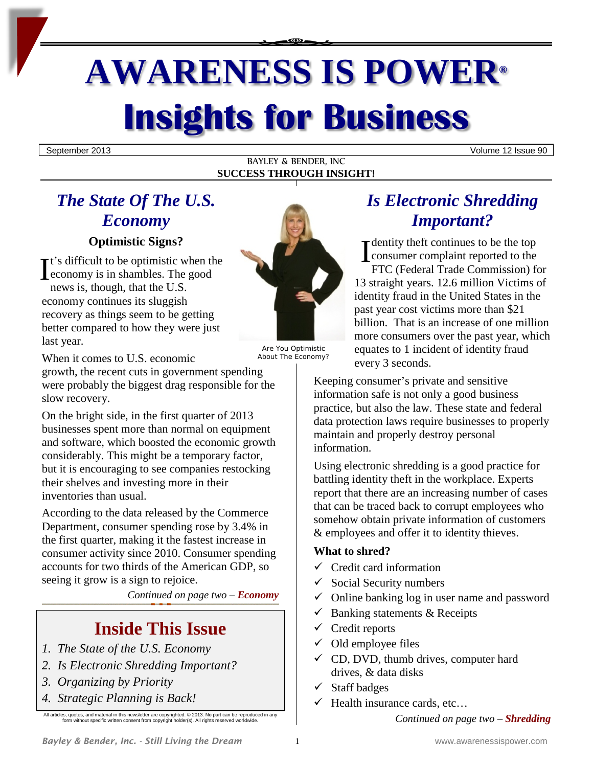# AWARENESS IS POWER®

# Insights for Business

September 2013 | Volume 12 Issue 90

BAYLEY & BENDER, INC

**SUCCESS THROUGH INSIGHT!**

## *The State Of The U.S. Economy*

### Optimistic Signs?

It's difficult to be optimistic when the economy is in shambles. The good news is, though, that the U.S. economy continues its sluggish recovery as things seem to be getting better compared to how they were just last year.

Are You Optimistic About The Economy?

When it comes to U.S. economic growth, the recent cuts in government spending were probably the biggest drag responsible for the slow recovery.

On the bright side, in the first quarter of 2013 businesses spent more than normal on equipment and software, which boosted the economic growth considerably. This might be a temporary factor, but it is encouraging to see companies restocking their shelves and investing more in their inventories than usual.

According to the data released by the Commerce Department, consumer spending rose by 3.4% in the first quarter, making it the fastest increase in consumer activity since 2010. Consumer spending accounts for two thirds of the American GDP, so seeing it grow is a sign to rejoice.

*Continued on page two – **Economy***

## Inside This Issue

1. *The State of the U.S. Economy*
2. *Is Electronic Shredding Important?*
3. *Organizing by Priority*
4. *Strategic Planning is Back!*

All articles, quotes, and material in this newsletter are copyrighted. © 2013. No part can be reproduced in any form without specific written consent from copyright holder(s). All rights reserved worldwide.

## *Is Electronic Shredding Important?*

Identity theft continues to be the top consumer complaint reported to the FTC (Federal Trade Commission) for 13 straight years. 12.6 million Victims of identity fraud in the United States in the past year cost victims more than $21 billion. That is an increase of one million more consumers over the past year, which equates to 1 incident of identity fraud every 3 seconds.

Keeping consumer's private and sensitive information safe is not only a good business practice, but also the law. These state and federal data protection laws require businesses to properly maintain and properly destroy personal information.

Using electronic shredding is a good practice for battling identity theft in the workplace. Experts report that there are an increasing number of cases that can be traced back to corrupt employees who somehow obtain private information of customers & employees and offer it to identity thieves.

**What to shred?**

- ✓ Credit card information
- ✓ Social Security numbers
- ✓ Online banking log in user name and password
- ✓ Banking statements & Receipts
- ✓ Credit reports
- ✓ Old employee files
- ✓ CD, DVD, thumb drives, computer hard drives, & data disks
- ✓ Staff badges
- ✓ Health insurance cards, etc…

*Continued on page two – **Shredding***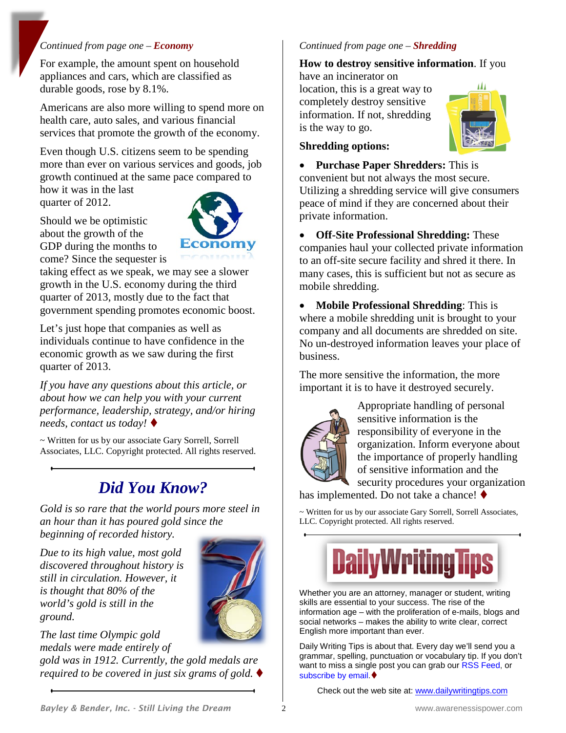*Continued from page one – **Economy***

For example, the amount spent on household appliances and cars, which are classified as durable goods, rose by 8.1%.

Americans are also more willing to spend more on health care, auto sales, and various financial services that promote the growth of the economy.

Even though U.S. citizens seem to be spending more than ever on various services and goods, job growth continued at the same pace compared to how it was in the last quarter of 2012.

Should we be optimistic about the growth of the GDP during the months to come? Since the sequester is taking effect as we speak, we may see a slower growth in the U.S. economy during the third quarter of 2013, mostly due to the fact that government spending promotes economic boost.

Let's just hope that companies as well as individuals continue to have confidence in the economic growth as we saw during the first quarter of 2013.

*If you have any questions about this article, or about how we can help you with your current performance, leadership, strategy, and/or hiring needs, contact us today!* ♦

~ Written for us by our associate Gary Sorrell, Sorrell Associates, LLC. Copyright protected. All rights reserved.

## *Did You Know?*

*Gold is so rare that the world pours more steel in an hour than it has poured gold since the beginning of recorded history.*

*Due to its high value, most gold discovered throughout history is still in circulation. However, it is thought that 80% of the world's gold is still in the ground.*

*The last time Olympic gold medals were made entirely of gold was in 1912. Currently, the gold medals are required to be covered in just six grams of gold.* ♦

*Continued from page one – **Shredding***

**How to destroy sensitive information**. If you have an incinerator on location, this is a great way to completely destroy sensitive information. If not, shredding is the way to go.

**Shredding options:**

- **Purchase Paper Shredders:** This is convenient but not always the most secure. Utilizing a shredding service will give consumers peace of mind if they are concerned about their private information.
- **Off-Site Professional Shredding:** These companies haul your collected private information to an off-site secure facility and shred it there. In many cases, this is sufficient but not as secure as mobile shredding.
- **Mobile Professional Shredding**: This is where a mobile shredding unit is brought to your company and all documents are shredded on site. No un-destroyed information leaves your place of business.

The more sensitive the information, the more important it is to have it destroyed securely.

Appropriate handling of personal sensitive information is the responsibility of everyone in the organization. Inform everyone about the importance of properly handling of sensitive information and the security procedures your organization has implemented. Do not take a chance! ♦

~ Written for us by our associate Gary Sorrell, Sorrell Associates, LLC. Copyright protected. All rights reserved.

**DailyWritingTips**

Whether you are an attorney, manager or student, writing skills are essential to your success. The rise of the information age – with the proliferation of e-mails, blogs and social networks – makes the ability to write clear, correct English more important than ever.

Daily Writing Tips is about that. Every day we'll send you a grammar, spelling, punctuation or vocabulary tip. If you don't want to miss a single post you can grab our RSS Feed, or subscribe by email. ♦

Check out the web site at: www.dailywritingtips.com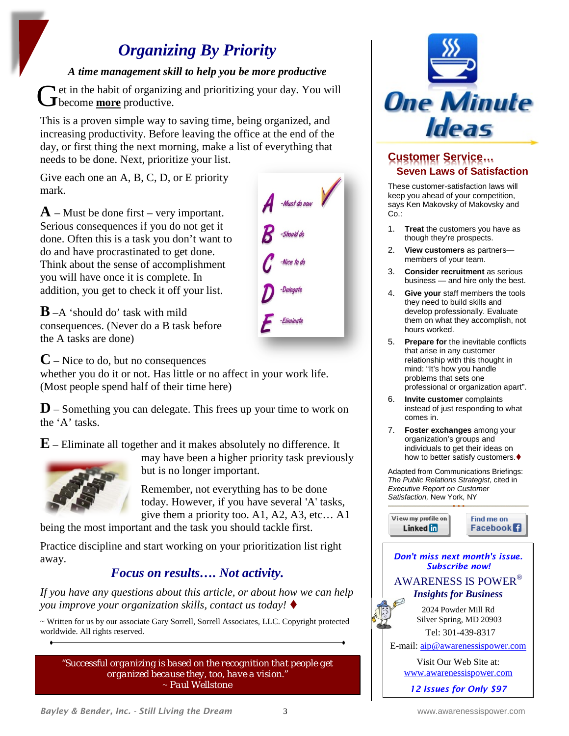# *Organizing By Priority*

***A time management skill to help you be more productive***

Get in the habit of organizing and prioritizing your day. You will become **more** productive.

This is a proven simple way to saving time, being organized, and increasing productivity. Before leaving the office at the end of the day, or first thing the next morning, make a list of everything that needs to be done. Next, prioritize your list.

Give each one an A, B, C, D, or E priority mark.

**A** – Must be done first – very important. Serious consequences if you do not get it done. Often this is a task you don't want to do and have procrastinated to get done. Think about the sense of accomplishment you will have once it is complete. In addition, you get to check it off your list.

**B** –A 'should do' task with mild consequences. (Never do a B task before the A tasks are done)

**C** – Nice to do, but no consequences whether you do it or not. Has little or no affect in your work life. (Most people spend half of their time here)

**D** – Something you can delegate. This frees up your time to work on the 'A' tasks.

**E** – Eliminate all together and it makes absolutely no difference. It may have been a higher priority task previously but is no longer important.

Remember, not everything has to be done today. However, if you have several 'A' tasks, give them a priority too. A1, A2, A3, etc… A1 being the most important and the task you should tackle first.

Practice discipline and start working on your prioritization list right away.

***Focus on results…. Not activity.***

*If you have any questions about this article, or about how we can help you improve your organization skills, contact us today!* ♦

~ Written for us by our associate Gary Sorrell, Sorrell Associates, LLC. Copyright protected worldwide. All rights reserved.

> *"Successful organizing is based on the recognition that people get organized because they, too, have a vision."*
> ~ Paul Wellstone

# One Minute Ideas

## Customer Service…
### Seven Laws of Satisfaction

These customer-satisfaction laws will keep you ahead of your competition, says Ken Makovsky of Makovsky and Co.:

1. **Treat** the customers you have as though they're prospects.
2. **View customers** as partners—members of your team.
3. **Consider recruitment** as serious business — and hire only the best.
4. **Give your** staff members the tools they need to build skills and develop professionally. Evaluate them on what they accomplish, not hours worked.
5. **Prepare for** the inevitable conflicts that arise in any customer relationship with this thought in mind: "It's how you handle problems that sets one professional or organization apart".
6. **Invite customer** complaints instead of just responding to what comes in.
7. **Foster exchanges** among your organization's groups and individuals to get their ideas on how to better satisfy customers.♦

Adapted from Communications Briefings: *The Public Relations Strategist*, cited in *Executive Report on Customer Satisfaction,* New York, NY

View my profile on Linked in | Find me on Facebook

***Don't miss next month's issue. Subscribe now!***

AWARENESS IS POWER®
***Insights for Business***

2024 Powder Mill Rd
Silver Spring, MD 20903
Tel: 301-439-8317

E-mail: aip@awarenessispower.com

Visit Our Web Site at:
www.awarenessispower.com

***12 Issues for Only $97***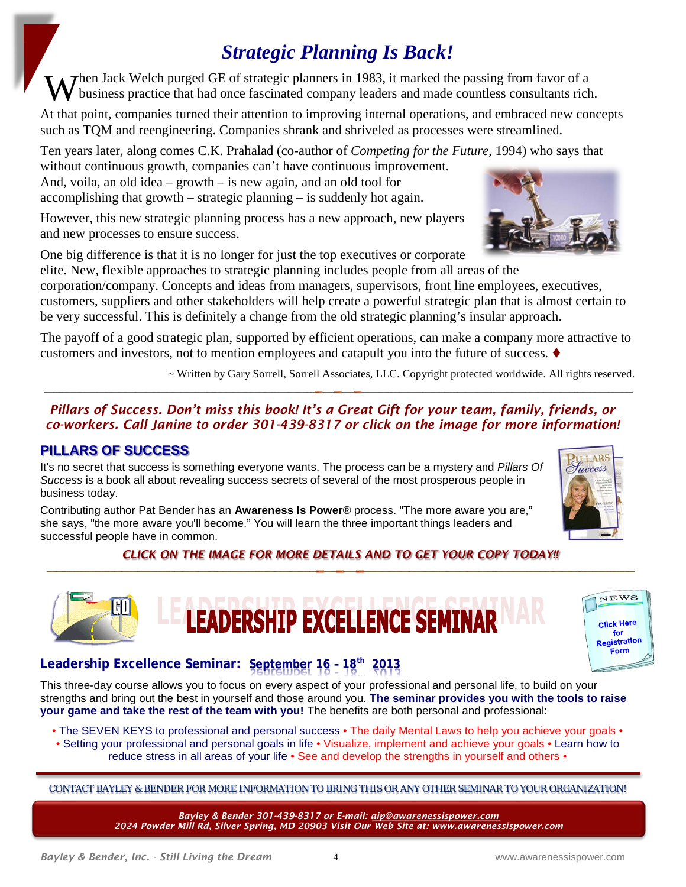# *Strategic Planning Is Back!*

When Jack Welch purged GE of strategic planners in 1983, it marked the passing from favor of a business practice that had once fascinated company leaders and made countless consultants rich.

At that point, companies turned their attention to improving internal operations, and embraced new concepts such as TQM and reengineering. Companies shrank and shriveled as processes were streamlined.

Ten years later, along comes C.K. Prahalad (co-author of *Competing for the Future*, 1994) who says that without continuous growth, companies can't have continuous improvement. And, voila, an old idea – growth – is new again, and an old tool for accomplishing that growth – strategic planning – is suddenly hot again.

However, this new strategic planning process has a new approach, new players and new processes to ensure success.

One big difference is that it is no longer for just the top executives or corporate elite. New, flexible approaches to strategic planning includes people from all areas of the corporation/company. Concepts and ideas from managers, supervisors, front line employees, executives, customers, suppliers and other stakeholders will help create a powerful strategic plan that is almost certain to be very successful. This is definitely a change from the old strategic planning's insular approach.

The payoff of a good strategic plan, supported by efficient operations, can make a company more attractive to customers and investors, not to mention employees and catapult you into the future of success. ♦

~ Written by Gary Sorrell, Sorrell Associates, LLC. Copyright protected worldwide. All rights reserved.

---

***Pillars of Success. Don't miss this book! It's a Great Gift for your team, family, friends, or co-workers. Call Janine to order 301-439-8317 or click on the image for more information!***

## PILLARS OF SUCCESS

It's no secret that success is something everyone wants. The process can be a mystery and *Pillars Of Success* is a book all about revealing success secrets of several of the most prosperous people in business today.

Contributing author Pat Bender has an **Awareness Is Power**® process. "The more aware you are," she says, "the more aware you'll become." You will learn the three important things leaders and successful people have in common.

***CLICK ON THE IMAGE FOR MORE DETAILS AND TO GET YOUR COPY TODAY!!***

---

# LEADERSHIP EXCELLENCE SEMINAR

NEWS — Click Here for Registration Form

### Leadership Excellence Seminar: September 16 – 18th 2013

This three-day course allows you to focus on every aspect of your professional and personal life, to build on your strengths and bring out the best in yourself and those around you. **The seminar provides you with the tools to raise your game and take the rest of the team with you!** The benefits are both personal and professional:

• The SEVEN KEYS to professional and personal success • The daily Mental Laws to help you achieve your goals • • Setting your professional and personal goals in life • Visualize, implement and achieve your goals • Learn how to reduce stress in all areas of your life • See and develop the strengths in yourself and others •

---

CONTACT BAYLEY & BENDER FOR MORE INFORMATION TO BRING THIS OR ANY OTHER SEMINAR TO YOUR ORGANIZATION!

***Bayley & Bender 301-439-8317 or E-mail: aip@awarenessispower.com***
***2024 Powder Mill Rd, Silver Spring, MD 20903 Visit Our Web Site at: www.awarenessispower.com***